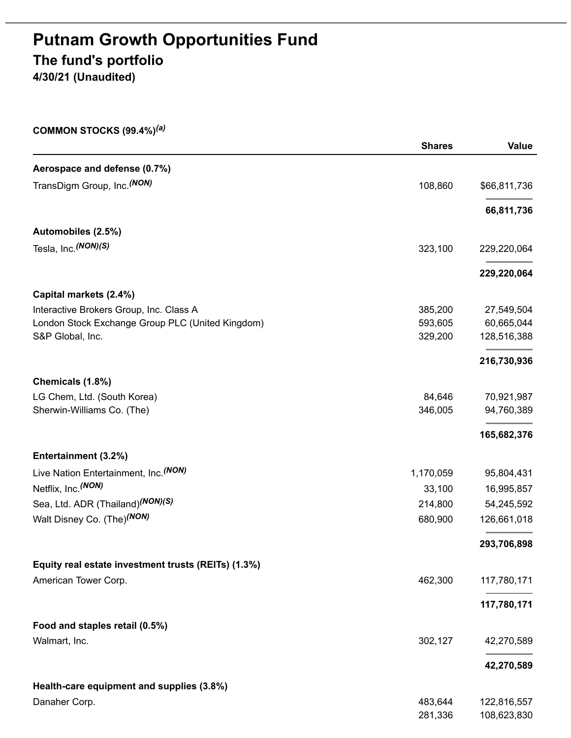# Putnam Growth Opportunities Fund

## The fund's portfolio

**4/30/21 (Unaudited)**

**COMMON STOCKS (99.4%)[(a)]**

| | Shares | Value |
|---|---|---|
| **Aerospace and defense (0.7%)** | | |
| TransDigm Group, Inc.[(NON)] | 108,860 | $66,811,736 |
| | | **66,811,736** |
| **Automobiles (2.5%)** | | |
| Tesla, Inc.[(NON)(S)] | 323,100 | 229,220,064 |
| | | **229,220,064** |
| **Capital markets (2.4%)** | | |
| Interactive Brokers Group, Inc. Class A | 385,200 | 27,549,504 |
| London Stock Exchange Group PLC (United Kingdom) | 593,605 | 60,665,044 |
| S&P Global, Inc. | 329,200 | 128,516,388 |
| | | **216,730,936** |
| **Chemicals (1.8%)** | | |
| LG Chem, Ltd. (South Korea) | 84,646 | 70,921,987 |
| Sherwin-Williams Co. (The) | 346,005 | 94,760,389 |
| | | **165,682,376** |
| **Entertainment (3.2%)** | | |
| Live Nation Entertainment, Inc.[(NON)] | 1,170,059 | 95,804,431 |
| Netflix, Inc.[(NON)] | 33,100 | 16,995,857 |
| Sea, Ltd. ADR (Thailand)[(NON)(S)] | 214,800 | 54,245,592 |
| Walt Disney Co. (The)[(NON)] | 680,900 | 126,661,018 |
| | | **293,706,898** |
| **Equity real estate investment trusts (REITs) (1.3%)** | | |
| American Tower Corp. | 462,300 | 117,780,171 |
| | | **117,780,171** |
| **Food and staples retail (0.5%)** | | |
| Walmart, Inc. | 302,127 | 42,270,589 |
| | | **42,270,589** |
| **Health-care equipment and supplies (3.8%)** | | |
| Danaher Corp. | 483,644 | 122,816,557 |
| | 281,336 | 108,623,830 |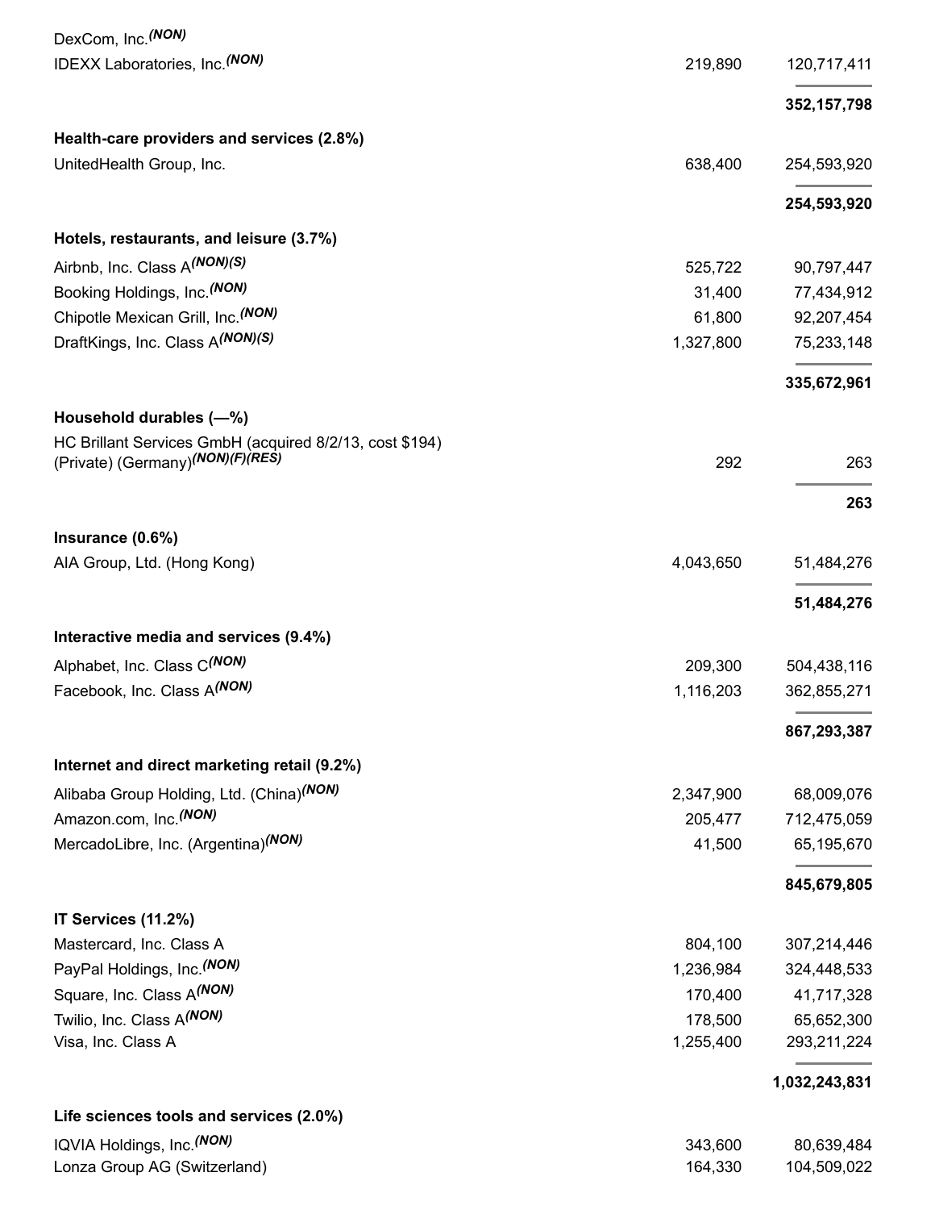| | | |
|---|---|---|
| DexCom, Inc.(NON) | | |
| IDEXX Laboratories, Inc.(NON) | 219,890 | 120,717,411 |
| | | **352,157,798** |
| **Health-care providers and services (2.8%)** | | |
| UnitedHealth Group, Inc. | 638,400 | 254,593,920 |
| | | **254,593,920** |
| **Hotels, restaurants, and leisure (3.7%)** | | |
| Airbnb, Inc. Class A(NON)(S) | 525,722 | 90,797,447 |
| Booking Holdings, Inc.(NON) | 31,400 | 77,434,912 |
| Chipotle Mexican Grill, Inc.(NON) | 61,800 | 92,207,454 |
| DraftKings, Inc. Class A(NON)(S) | 1,327,800 | 75,233,148 |
| | | **335,672,961** |
| **Household durables (—%)** | | |
| HC Brillant Services GmbH (acquired 8/2/13, cost $194) (Private) (Germany)(NON)(F)(RES) | 292 | 263 |
| | | **263** |
| **Insurance (0.6%)** | | |
| AIA Group, Ltd. (Hong Kong) | 4,043,650 | 51,484,276 |
| | | **51,484,276** |
| **Interactive media and services (9.4%)** | | |
| Alphabet, Inc. Class C(NON) | 209,300 | 504,438,116 |
| Facebook, Inc. Class A(NON) | 1,116,203 | 362,855,271 |
| | | **867,293,387** |
| **Internet and direct marketing retail (9.2%)** | | |
| Alibaba Group Holding, Ltd. (China)(NON) | 2,347,900 | 68,009,076 |
| Amazon.com, Inc.(NON) | 205,477 | 712,475,059 |
| MercadoLibre, Inc. (Argentina)(NON) | 41,500 | 65,195,670 |
| | | **845,679,805** |
| **IT Services (11.2%)** | | |
| Mastercard, Inc. Class A | 804,100 | 307,214,446 |
| PayPal Holdings, Inc.(NON) | 1,236,984 | 324,448,533 |
| Square, Inc. Class A(NON) | 170,400 | 41,717,328 |
| Twilio, Inc. Class A(NON) | 178,500 | 65,652,300 |
| Visa, Inc. Class A | 1,255,400 | 293,211,224 |
| | | **1,032,243,831** |
| **Life sciences tools and services (2.0%)** | | |
| IQVIA Holdings, Inc.(NON) | 343,600 | 80,639,484 |
| Lonza Group AG (Switzerland) | 164,330 | 104,509,022 |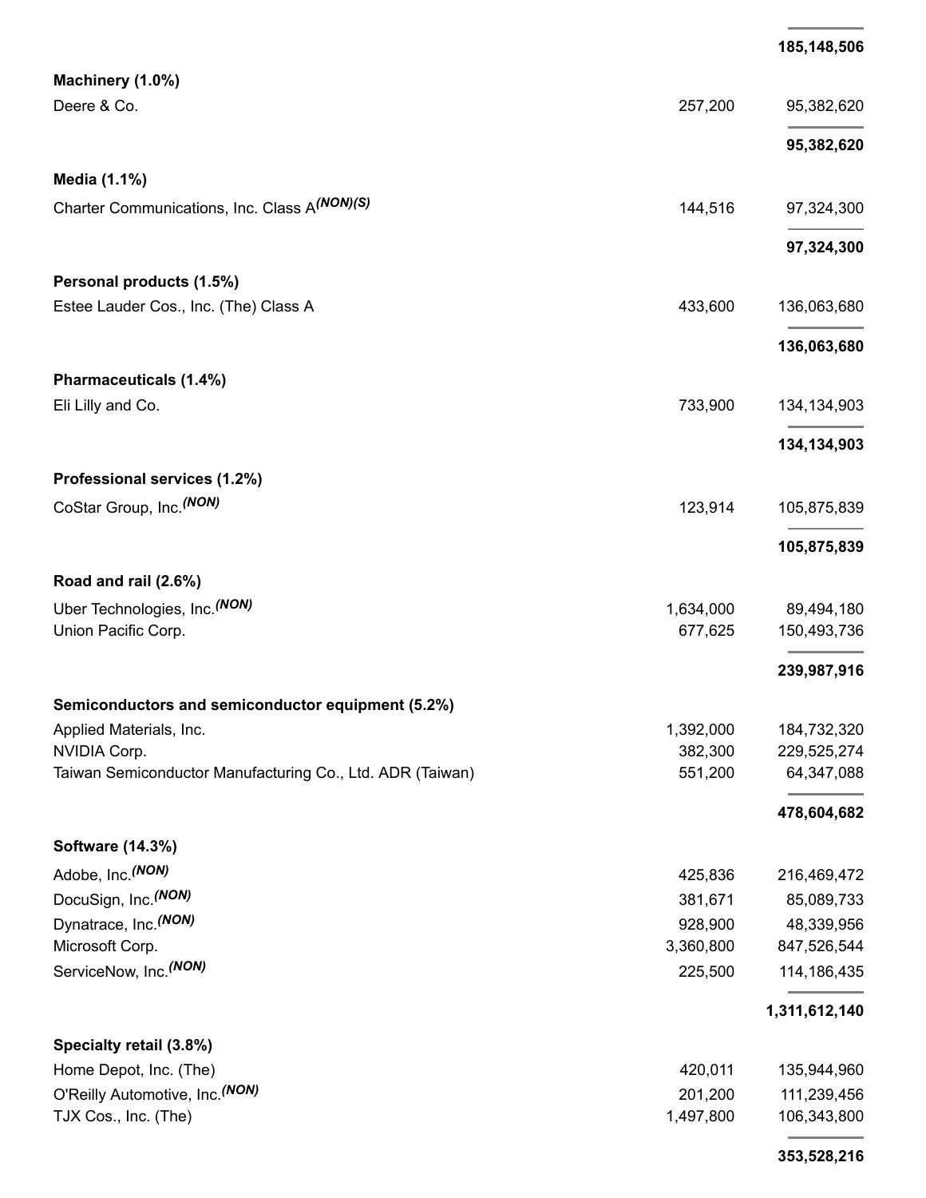| | | |
|---|---|---|
| | | **185,148,506** |
| **Machinery (1.0%)** | | |
| Deere & Co. | 257,200 | 95,382,620 |
| | | **95,382,620** |
| **Media (1.1%)** | | |
| Charter Communications, Inc. Class A *(NON)(S)* | 144,516 | 97,324,300 |
| | | **97,324,300** |
| **Personal products (1.5%)** | | |
| Estee Lauder Cos., Inc. (The) Class A | 433,600 | 136,063,680 |
| | | **136,063,680** |
| **Pharmaceuticals (1.4%)** | | |
| Eli Lilly and Co. | 733,900 | 134,134,903 |
| | | **134,134,903** |
| **Professional services (1.2%)** | | |
| CoStar Group, Inc. *(NON)* | 123,914 | 105,875,839 |
| | | **105,875,839** |
| **Road and rail (2.6%)** | | |
| Uber Technologies, Inc. *(NON)* | 1,634,000 | 89,494,180 |
| Union Pacific Corp. | 677,625 | 150,493,736 |
| | | **239,987,916** |
| **Semiconductors and semiconductor equipment (5.2%)** | | |
| Applied Materials, Inc. | 1,392,000 | 184,732,320 |
| NVIDIA Corp. | 382,300 | 229,525,274 |
| Taiwan Semiconductor Manufacturing Co., Ltd. ADR (Taiwan) | 551,200 | 64,347,088 |
| | | **478,604,682** |
| **Software (14.3%)** | | |
| Adobe, Inc. *(NON)* | 425,836 | 216,469,472 |
| DocuSign, Inc. *(NON)* | 381,671 | 85,089,733 |
| Dynatrace, Inc. *(NON)* | 928,900 | 48,339,956 |
| Microsoft Corp. | 3,360,800 | 847,526,544 |
| ServiceNow, Inc. *(NON)* | 225,500 | 114,186,435 |
| | | **1,311,612,140** |
| **Specialty retail (3.8%)** | | |
| Home Depot, Inc. (The) | 420,011 | 135,944,960 |
| O'Reilly Automotive, Inc. *(NON)* | 201,200 | 111,239,456 |
| TJX Cos., Inc. (The) | 1,497,800 | 106,343,800 |
| | | **353,528,216** |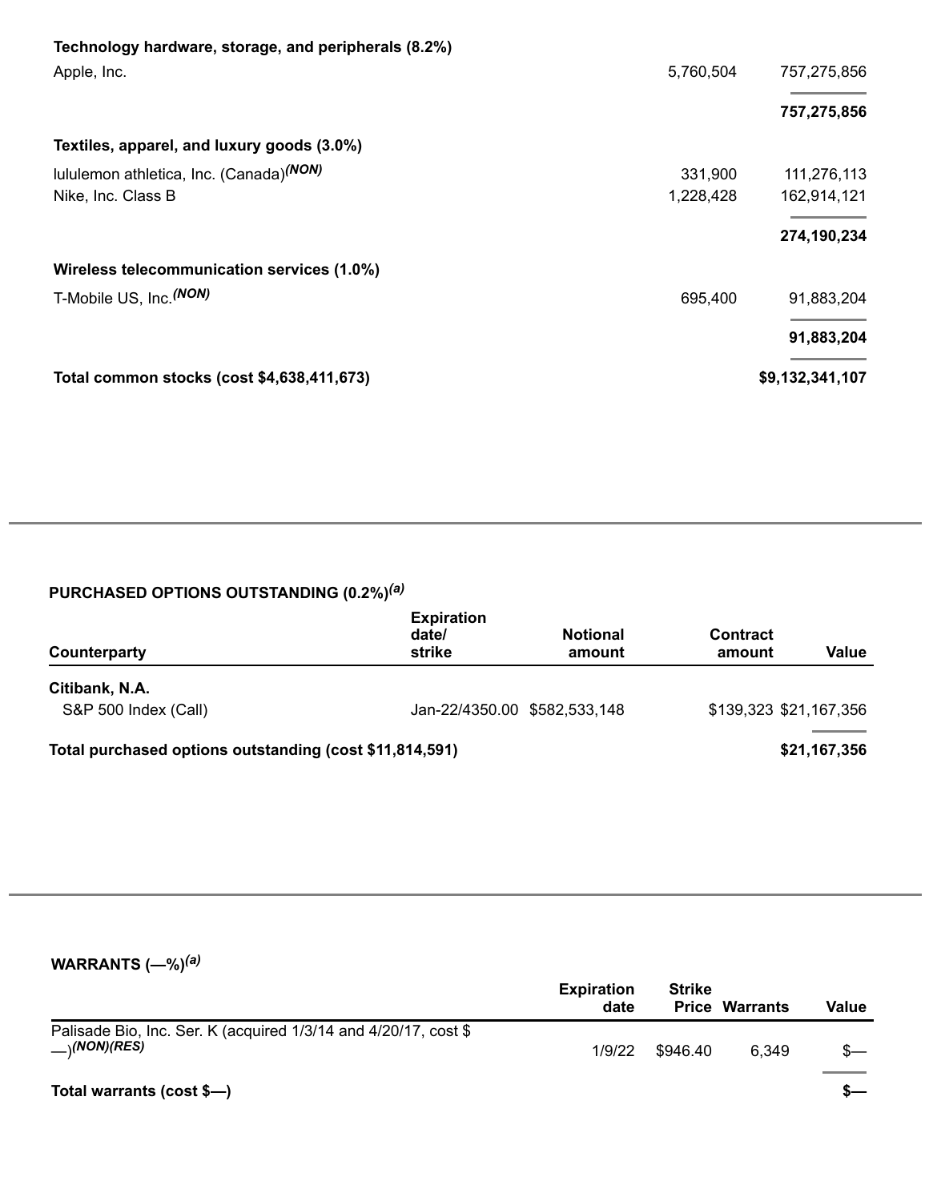| | | |
|---|---|---|
| **Technology hardware, storage, and peripherals (8.2%)** | | |
| Apple, Inc. | 5,760,504 | 757,275,856 |
| | | **757,275,856** |
| **Textiles, apparel, and luxury goods (3.0%)** | | |
| lululemon athletica, Inc. (Canada)*(NON)* | 331,900 | 111,276,113 |
| Nike, Inc. Class B | 1,228,428 | 162,914,121 |
| | | **274,190,234** |
| **Wireless telecommunication services (1.0%)** | | |
| T-Mobile US, Inc.*(NON)* | 695,400 | 91,883,204 |
| | | **91,883,204** |
| **Total common stocks (cost $4,638,411,673)** | | **$9,132,341,107** |

**PURCHASED OPTIONS OUTSTANDING (0.2%)*(a)***

| Counterparty | Expiration date/ strike | Notional amount | Contract amount | Value |
|---|---|---|---|---|
| **Citibank, N.A.** | | | | |
| S&P 500 Index (Call) | Jan-22/4350.00 | $582,533,148 | $139,323 | $21,167,356 |
| **Total purchased options outstanding (cost $11,814,591)** | | | | **$21,167,356** |

**WARRANTS (—%)*(a)***

| | Expiration date | Strike Price | Warrants | Value |
|---|---|---|---|---|
| Palisade Bio, Inc. Ser. K (acquired 1/3/14 and 4/20/17, cost $ —)*(NON)(RES)* | 1/9/22 | $946.40 | 6,349 | $— |
| **Total warrants (cost $—)** | | | | **$—** |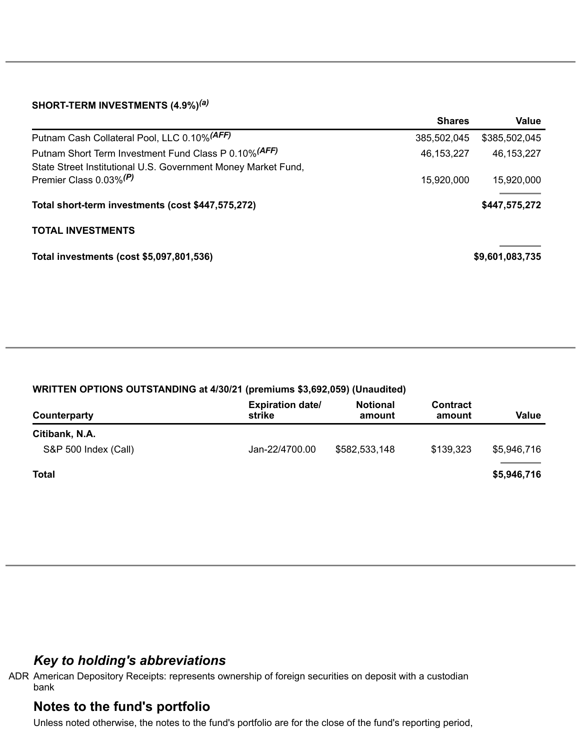**SHORT-TERM INVESTMENTS (4.9%)[(a)]**

| | Shares | Value |
|---|---|---|
| Putnam Cash Collateral Pool, LLC 0.10%[(AFF)] | 385,502,045 | $385,502,045 |
| Putnam Short Term Investment Fund Class P 0.10%[(AFF)] | 46,153,227 | 46,153,227 |
| State Street Institutional U.S. Government Money Market Fund, Premier Class 0.03%[(P)] | 15,920,000 | 15,920,000 |
| **Total short-term investments (cost $447,575,272)** | | **$447,575,272** |

**TOTAL INVESTMENTS**

| | |
|---|---|
| **Total investments (cost $5,097,801,536)** | **$9,601,083,735** |

**WRITTEN OPTIONS OUTSTANDING at 4/30/21 (premiums $3,692,059) (Unaudited)**

| Counterparty | Expiration date/ strike | Notional amount | Contract amount | Value |
|---|---|---|---|---|
| **Citibank, N.A.** | | | | |
| S&P 500 Index (Call) | Jan-22/4700.00 | $582,533,148 | $139,323 | $5,946,716 |
| **Total** | | | | **$5,946,716** |

## *Key to holding's abbreviations*

ADR American Depository Receipts: represents ownership of foreign securities on deposit with a custodian bank

## Notes to the fund's portfolio

Unless noted otherwise, the notes to the fund's portfolio are for the close of the fund's reporting period,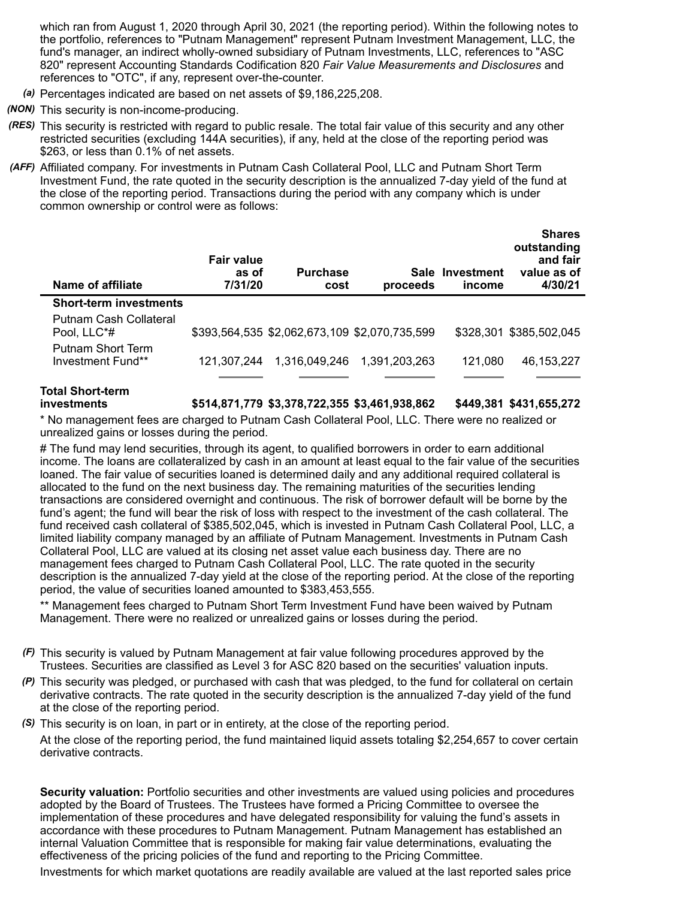which ran from August 1, 2020 through April 30, 2021 (the reporting period). Within the following notes to the portfolio, references to "Putnam Management" represent Putnam Investment Management, LLC, the fund's manager, an indirect wholly-owned subsidiary of Putnam Investments, LLC, references to "ASC 820" represent Accounting Standards Codification 820 *Fair Value Measurements and Disclosures* and references to "OTC", if any, represent over-the-counter.

*(a)* Percentages indicated are based on net assets of $9,186,225,208.

*(NON)* This security is non-income-producing.

*(RES)* This security is restricted with regard to public resale. The total fair value of this security and any other restricted securities (excluding 144A securities), if any, held at the close of the reporting period was $263, or less than 0.1% of net assets.

*(AFF)* Affiliated company. For investments in Putnam Cash Collateral Pool, LLC and Putnam Short Term Investment Fund, the rate quoted in the security description is the annualized 7-day yield of the fund at the close of the reporting period. Transactions during the period with any company which is under common ownership or control were as follows:

| Name of affiliate | Fair value as of 7/31/20 | Purchase cost | Sale proceeds | Investment income | Shares outstanding and fair value as of 4/30/21 |
|---|---|---|---|---|---|
| **Short-term investments** | | | | | |
| Putnam Cash Collateral Pool, LLC*# | $393,564,535 | $2,062,673,109 | $2,070,735,599 | $328,301 | $385,502,045 |
| Putnam Short Term Investment Fund** | 121,307,244 | 1,316,049,246 | 1,391,203,263 | 121,080 | 46,153,227 |
| **Total Short-term investments** | **$514,871,779** | **$3,378,722,355** | **$3,461,938,862** | **$449,381** | **$431,655,272** |

* No management fees are charged to Putnam Cash Collateral Pool, LLC. There were no realized or unrealized gains or losses during the period.

# The fund may lend securities, through its agent, to qualified borrowers in order to earn additional income. The loans are collateralized by cash in an amount at least equal to the fair value of the securities loaned. The fair value of securities loaned is determined daily and any additional required collateral is allocated to the fund on the next business day. The remaining maturities of the securities lending transactions are considered overnight and continuous. The risk of borrower default will be borne by the fund's agent; the fund will bear the risk of loss with respect to the investment of the cash collateral. The fund received cash collateral of $385,502,045, which is invested in Putnam Cash Collateral Pool, LLC, a limited liability company managed by an affiliate of Putnam Management. Investments in Putnam Cash Collateral Pool, LLC are valued at its closing net asset value each business day. There are no management fees charged to Putnam Cash Collateral Pool, LLC. The rate quoted in the security description is the annualized 7-day yield at the close of the reporting period. At the close of the reporting period, the value of securities loaned amounted to $383,453,555.

** Management fees charged to Putnam Short Term Investment Fund have been waived by Putnam Management. There were no realized or unrealized gains or losses during the period.

*(F)* This security is valued by Putnam Management at fair value following procedures approved by the Trustees. Securities are classified as Level 3 for ASC 820 based on the securities' valuation inputs.

*(P)* This security was pledged, or purchased with cash that was pledged, to the fund for collateral on certain derivative contracts. The rate quoted in the security description is the annualized 7-day yield of the fund at the close of the reporting period.

*(S)* This security is on loan, in part or in entirety, at the close of the reporting period.

At the close of the reporting period, the fund maintained liquid assets totaling $2,254,657 to cover certain derivative contracts.

**Security valuation:** Portfolio securities and other investments are valued using policies and procedures adopted by the Board of Trustees. The Trustees have formed a Pricing Committee to oversee the implementation of these procedures and have delegated responsibility for valuing the fund's assets in accordance with these procedures to Putnam Management. Putnam Management has established an internal Valuation Committee that is responsible for making fair value determinations, evaluating the effectiveness of the pricing policies of the fund and reporting to the Pricing Committee.

Investments for which market quotations are readily available are valued at the last reported sales price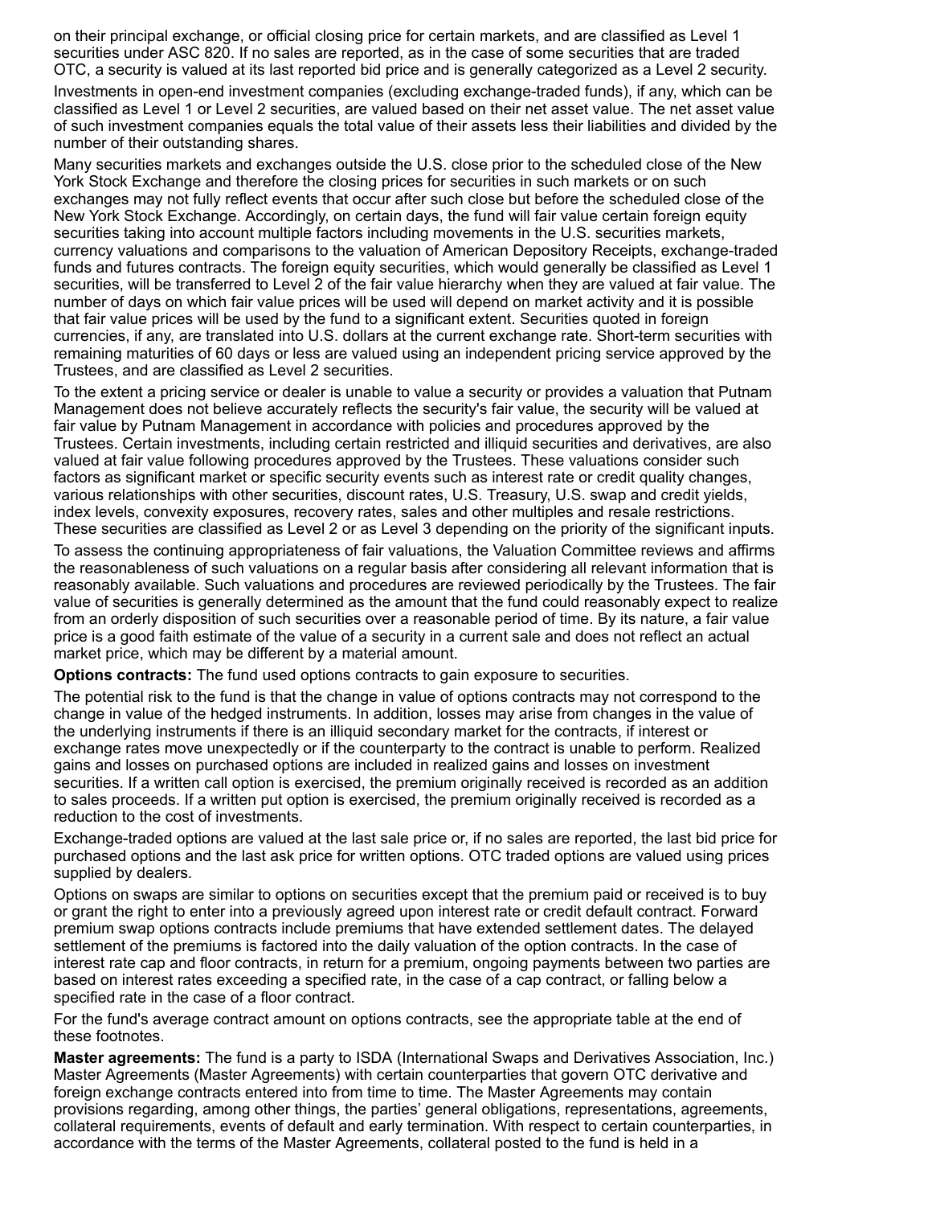on their principal exchange, or official closing price for certain markets, and are classified as Level 1 securities under ASC 820. If no sales are reported, as in the case of some securities that are traded OTC, a security is valued at its last reported bid price and is generally categorized as a Level 2 security.

Investments in open-end investment companies (excluding exchange-traded funds), if any, which can be classified as Level 1 or Level 2 securities, are valued based on their net asset value. The net asset value of such investment companies equals the total value of their assets less their liabilities and divided by the number of their outstanding shares.

Many securities markets and exchanges outside the U.S. close prior to the scheduled close of the New York Stock Exchange and therefore the closing prices for securities in such markets or on such exchanges may not fully reflect events that occur after such close but before the scheduled close of the New York Stock Exchange. Accordingly, on certain days, the fund will fair value certain foreign equity securities taking into account multiple factors including movements in the U.S. securities markets, currency valuations and comparisons to the valuation of American Depository Receipts, exchange-traded funds and futures contracts. The foreign equity securities, which would generally be classified as Level 1 securities, will be transferred to Level 2 of the fair value hierarchy when they are valued at fair value. The number of days on which fair value prices will be used will depend on market activity and it is possible that fair value prices will be used by the fund to a significant extent. Securities quoted in foreign currencies, if any, are translated into U.S. dollars at the current exchange rate. Short-term securities with remaining maturities of 60 days or less are valued using an independent pricing service approved by the Trustees, and are classified as Level 2 securities.

To the extent a pricing service or dealer is unable to value a security or provides a valuation that Putnam Management does not believe accurately reflects the security's fair value, the security will be valued at fair value by Putnam Management in accordance with policies and procedures approved by the Trustees. Certain investments, including certain restricted and illiquid securities and derivatives, are also valued at fair value following procedures approved by the Trustees. These valuations consider such factors as significant market or specific security events such as interest rate or credit quality changes, various relationships with other securities, discount rates, U.S. Treasury, U.S. swap and credit yields, index levels, convexity exposures, recovery rates, sales and other multiples and resale restrictions. These securities are classified as Level 2 or as Level 3 depending on the priority of the significant inputs.

To assess the continuing appropriateness of fair valuations, the Valuation Committee reviews and affirms the reasonableness of such valuations on a regular basis after considering all relevant information that is reasonably available. Such valuations and procedures are reviewed periodically by the Trustees. The fair value of securities is generally determined as the amount that the fund could reasonably expect to realize from an orderly disposition of such securities over a reasonable period of time. By its nature, a fair value price is a good faith estimate of the value of a security in a current sale and does not reflect an actual market price, which may be different by a material amount.

**Options contracts:** The fund used options contracts to gain exposure to securities.

The potential risk to the fund is that the change in value of options contracts may not correspond to the change in value of the hedged instruments. In addition, losses may arise from changes in the value of the underlying instruments if there is an illiquid secondary market for the contracts, if interest or exchange rates move unexpectedly or if the counterparty to the contract is unable to perform. Realized gains and losses on purchased options are included in realized gains and losses on investment securities. If a written call option is exercised, the premium originally received is recorded as an addition to sales proceeds. If a written put option is exercised, the premium originally received is recorded as a reduction to the cost of investments.

Exchange-traded options are valued at the last sale price or, if no sales are reported, the last bid price for purchased options and the last ask price for written options. OTC traded options are valued using prices supplied by dealers.

Options on swaps are similar to options on securities except that the premium paid or received is to buy or grant the right to enter into a previously agreed upon interest rate or credit default contract. Forward premium swap options contracts include premiums that have extended settlement dates. The delayed settlement of the premiums is factored into the daily valuation of the option contracts. In the case of interest rate cap and floor contracts, in return for a premium, ongoing payments between two parties are based on interest rates exceeding a specified rate, in the case of a cap contract, or falling below a specified rate in the case of a floor contract.

For the fund's average contract amount on options contracts, see the appropriate table at the end of these footnotes.

**Master agreements:** The fund is a party to ISDA (International Swaps and Derivatives Association, Inc.) Master Agreements (Master Agreements) with certain counterparties that govern OTC derivative and foreign exchange contracts entered into from time to time. The Master Agreements may contain provisions regarding, among other things, the parties' general obligations, representations, agreements, collateral requirements, events of default and early termination. With respect to certain counterparties, in accordance with the terms of the Master Agreements, collateral posted to the fund is held in a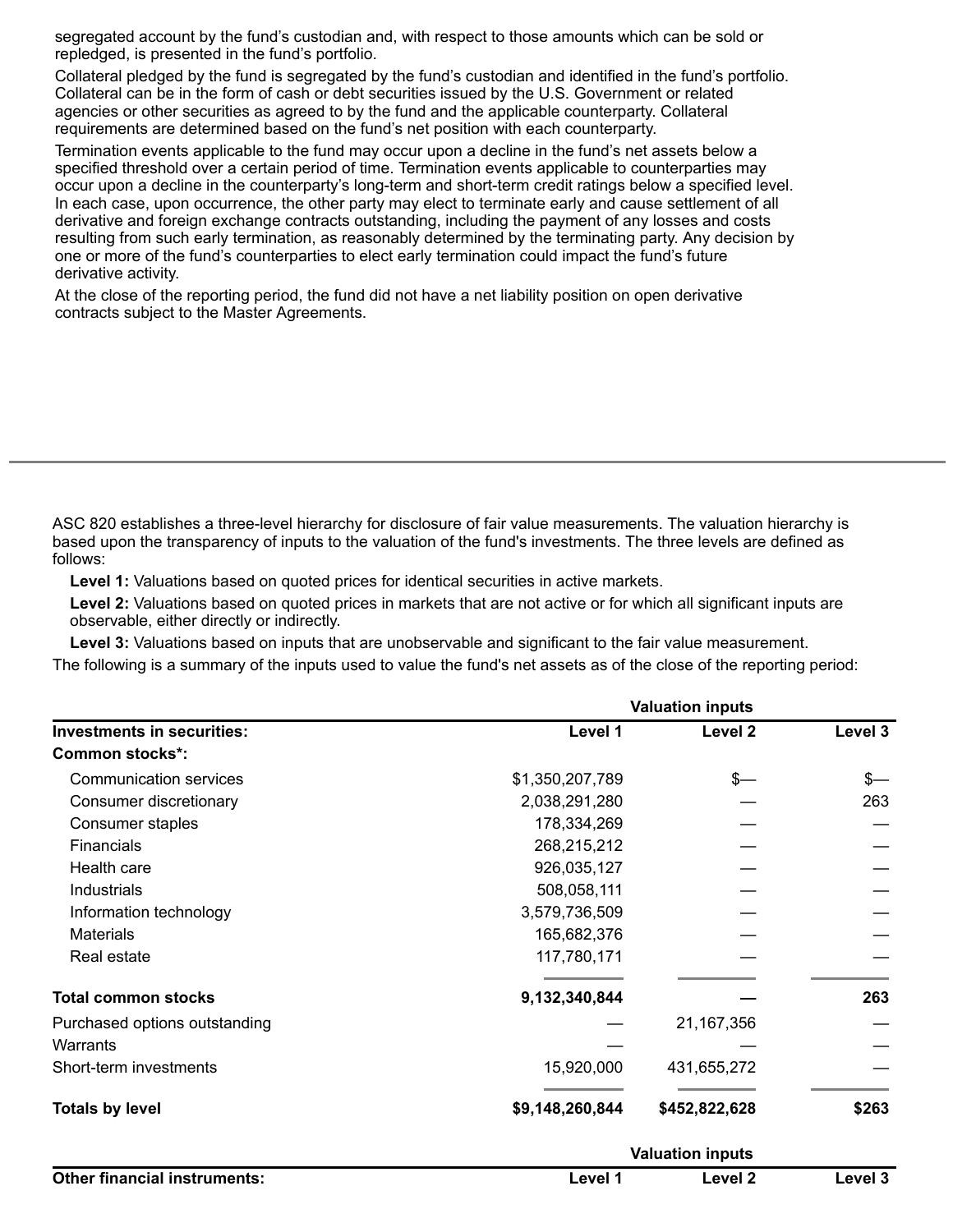segregated account by the fund's custodian and, with respect to those amounts which can be sold or repledged, is presented in the fund's portfolio.

Collateral pledged by the fund is segregated by the fund's custodian and identified in the fund's portfolio. Collateral can be in the form of cash or debt securities issued by the U.S. Government or related agencies or other securities as agreed to by the fund and the applicable counterparty. Collateral requirements are determined based on the fund's net position with each counterparty.

Termination events applicable to the fund may occur upon a decline in the fund's net assets below a specified threshold over a certain period of time. Termination events applicable to counterparties may occur upon a decline in the counterparty's long-term and short-term credit ratings below a specified level. In each case, upon occurrence, the other party may elect to terminate early and cause settlement of all derivative and foreign exchange contracts outstanding, including the payment of any losses and costs resulting from such early termination, as reasonably determined by the terminating party. Any decision by one or more of the fund's counterparties to elect early termination could impact the fund's future derivative activity.

At the close of the reporting period, the fund did not have a net liability position on open derivative contracts subject to the Master Agreements.

---

ASC 820 establishes a three-level hierarchy for disclosure of fair value measurements. The valuation hierarchy is based upon the transparency of inputs to the valuation of the fund's investments. The three levels are defined as follows:

**Level 1:** Valuations based on quoted prices for identical securities in active markets.

**Level 2:** Valuations based on quoted prices in markets that are not active or for which all significant inputs are observable, either directly or indirectly.

**Level 3:** Valuations based on inputs that are unobservable and significant to the fair value measurement.

The following is a summary of the inputs used to value the fund's net assets as of the close of the reporting period:

| | Valuation inputs | | |
|---|---|---|---|
| **Investments in securities:** | **Level 1** | **Level 2** | **Level 3** |
| **Common stocks*:** | | | |
| Communication services | $1,350,207,789 | $— | $— |
| Consumer discretionary | 2,038,291,280 | — | 263 |
| Consumer staples | 178,334,269 | — | — |
| Financials | 268,215,212 | — | — |
| Health care | 926,035,127 | — | — |
| Industrials | 508,058,111 | — | — |
| Information technology | 3,579,736,509 | — | — |
| Materials | 165,682,376 | — | — |
| Real estate | 117,780,171 | — | — |
| **Total common stocks** | **9,132,340,844** | **—** | **263** |
| Purchased options outstanding | — | 21,167,356 | — |
| Warrants | — | — | — |
| Short-term investments | 15,920,000 | 431,655,272 | — |
| **Totals by level** | **$9,148,260,844** | **$452,822,628** | **$263** |

| | Valuation inputs | | |
|---|---|---|---|
| **Other financial instruments:** | **Level 1** | **Level 2** | **Level 3** |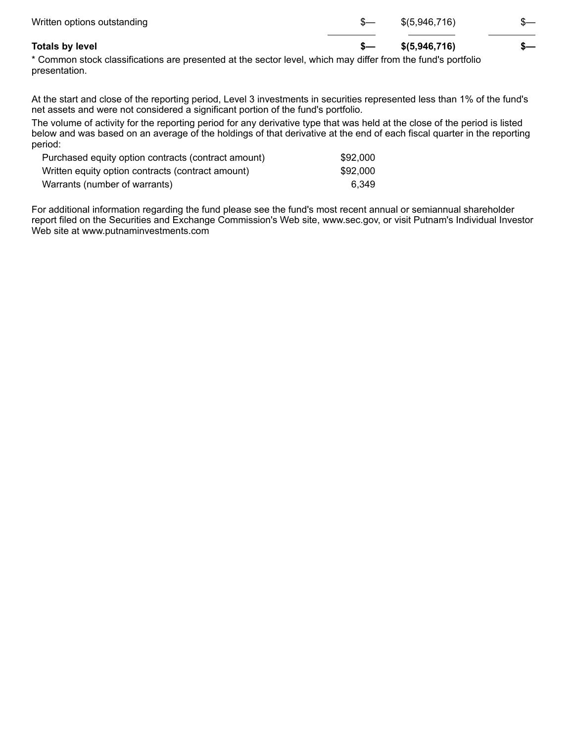| | | | |
|---|---|---|---|
| Written options outstanding | $— | $(5,946,716) | $— |
| **Totals by level** | **$—** | **$(5,946,716)** | **$—** |

* Common stock classifications are presented at the sector level, which may differ from the fund's portfolio presentation.

At the start and close of the reporting period, Level 3 investments in securities represented less than 1% of the fund's net assets and were not considered a significant portion of the fund's portfolio.

The volume of activity for the reporting period for any derivative type that was held at the close of the period is listed below and was based on an average of the holdings of that derivative at the end of each fiscal quarter in the reporting period:

| | |
|---|---|
| Purchased equity option contracts (contract amount) | $92,000 |
| Written equity option contracts (contract amount) | $92,000 |
| Warrants (number of warrants) | 6,349 |

For additional information regarding the fund please see the fund's most recent annual or semiannual shareholder report filed on the Securities and Exchange Commission's Web site, www.sec.gov, or visit Putnam's Individual Investor Web site at www.putnaminvestments.com